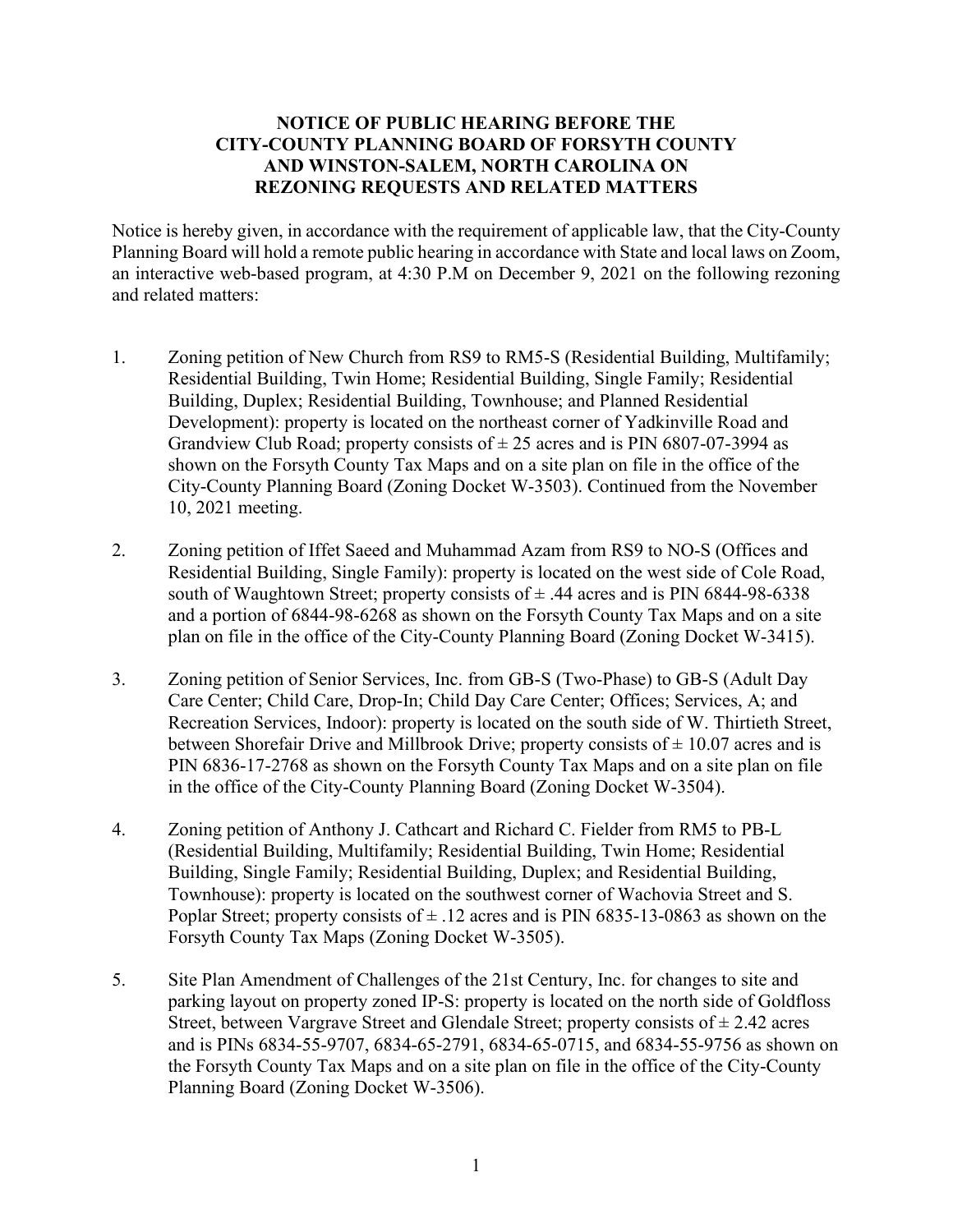# NOTICE OF PUBLIC HEARING BEFORE THE CITY-COUNTY PLANNING BOARD OF FORSYTH COUNTY AND WINSTON-SALEM, NORTH CAROLINA ON REZONING REQUESTS AND RELATED MATTERS

Notice is hereby given, in accordance with the requirement of applicable law, that the City-County Planning Board will hold a remote public hearing in accordance with State and local laws on Zoom, an interactive web-based program, at 4:30 P.M on December 9, 2021 on the following rezoning and related matters:

1. Zoning petition of New Church from RS9 to RM5-S (Residential Building, Multifamily; Residential Building, Twin Home; Residential Building, Single Family; Residential Building, Duplex; Residential Building, Townhouse; and Planned Residential Development): property is located on the northeast corner of Yadkinville Road and Grandview Club Road; property consists of ± 25 acres and is PIN 6807-07-3994 as shown on the Forsyth County Tax Maps and on a site plan on file in the office of the City-County Planning Board (Zoning Docket W-3503). Continued from the November 10, 2021 meeting.

2. Zoning petition of Iffet Saeed and Muhammad Azam from RS9 to NO-S (Offices and Residential Building, Single Family): property is located on the west side of Cole Road, south of Waughtown Street; property consists of ± .44 acres and is PIN 6844-98-6338 and a portion of 6844-98-6268 as shown on the Forsyth County Tax Maps and on a site plan on file in the office of the City-County Planning Board (Zoning Docket W-3415).

3. Zoning petition of Senior Services, Inc. from GB-S (Two-Phase) to GB-S (Adult Day Care Center; Child Care, Drop-In; Child Day Care Center; Offices; Services, A; and Recreation Services, Indoor): property is located on the south side of W. Thirtieth Street, between Shorefair Drive and Millbrook Drive; property consists of ± 10.07 acres and is PIN 6836-17-2768 as shown on the Forsyth County Tax Maps and on a site plan on file in the office of the City-County Planning Board (Zoning Docket W-3504).

4. Zoning petition of Anthony J. Cathcart and Richard C. Fielder from RM5 to PB-L (Residential Building, Multifamily; Residential Building, Twin Home; Residential Building, Single Family; Residential Building, Duplex; and Residential Building, Townhouse): property is located on the southwest corner of Wachovia Street and S. Poplar Street; property consists of ± .12 acres and is PIN 6835-13-0863 as shown on the Forsyth County Tax Maps (Zoning Docket W-3505).

5. Site Plan Amendment of Challenges of the 21st Century, Inc. for changes to site and parking layout on property zoned IP-S: property is located on the north side of Goldfloss Street, between Vargrave Street and Glendale Street; property consists of ± 2.42 acres and is PINs 6834-55-9707, 6834-65-2791, 6834-65-0715, and 6834-55-9756 as shown on the Forsyth County Tax Maps and on a site plan on file in the office of the City-County Planning Board (Zoning Docket W-3506).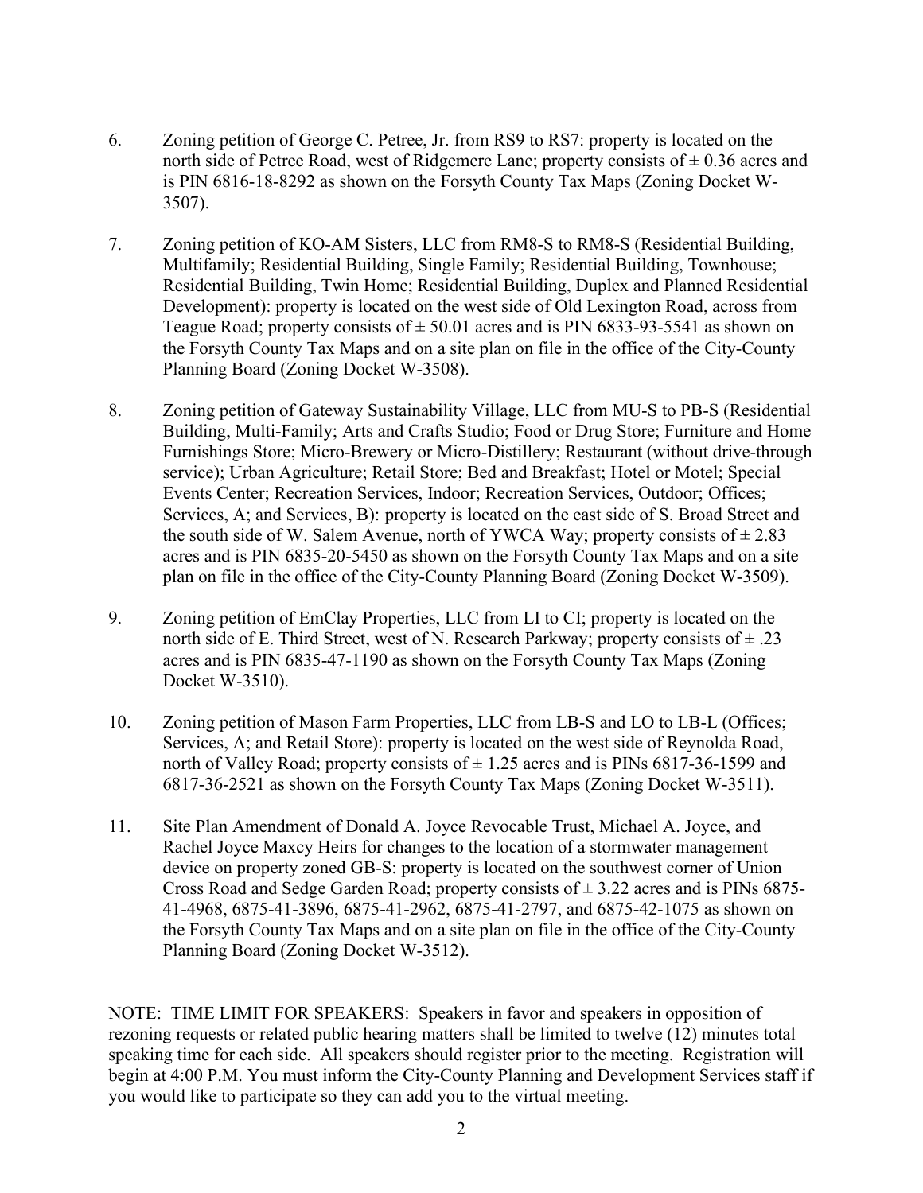6. Zoning petition of George C. Petree, Jr. from RS9 to RS7: property is located on the north side of Petree Road, west of Ridgemere Lane; property consists of ± 0.36 acres and is PIN 6816-18-8292 as shown on the Forsyth County Tax Maps (Zoning Docket W-3507).

7. Zoning petition of KO-AM Sisters, LLC from RM8-S to RM8-S (Residential Building, Multifamily; Residential Building, Single Family; Residential Building, Townhouse; Residential Building, Twin Home; Residential Building, Duplex and Planned Residential Development): property is located on the west side of Old Lexington Road, across from Teague Road; property consists of ± 50.01 acres and is PIN 6833-93-5541 as shown on the Forsyth County Tax Maps and on a site plan on file in the office of the City-County Planning Board (Zoning Docket W-3508).

8. Zoning petition of Gateway Sustainability Village, LLC from MU-S to PB-S (Residential Building, Multi-Family; Arts and Crafts Studio; Food or Drug Store; Furniture and Home Furnishings Store; Micro-Brewery or Micro-Distillery; Restaurant (without drive-through service); Urban Agriculture; Retail Store; Bed and Breakfast; Hotel or Motel; Special Events Center; Recreation Services, Indoor; Recreation Services, Outdoor; Offices; Services, A; and Services, B): property is located on the east side of S. Broad Street and the south side of W. Salem Avenue, north of YWCA Way; property consists of ± 2.83 acres and is PIN 6835-20-5450 as shown on the Forsyth County Tax Maps and on a site plan on file in the office of the City-County Planning Board (Zoning Docket W-3509).

9. Zoning petition of EmClay Properties, LLC from LI to CI; property is located on the north side of E. Third Street, west of N. Research Parkway; property consists of ± .23 acres and is PIN 6835-47-1190 as shown on the Forsyth County Tax Maps (Zoning Docket W-3510).

10. Zoning petition of Mason Farm Properties, LLC from LB-S and LO to LB-L (Offices; Services, A; and Retail Store): property is located on the west side of Reynolda Road, north of Valley Road; property consists of ± 1.25 acres and is PINs 6817-36-1599 and 6817-36-2521 as shown on the Forsyth County Tax Maps (Zoning Docket W-3511).

11. Site Plan Amendment of Donald A. Joyce Revocable Trust, Michael A. Joyce, and Rachel Joyce Maxcy Heirs for changes to the location of a stormwater management device on property zoned GB-S: property is located on the southwest corner of Union Cross Road and Sedge Garden Road; property consists of ± 3.22 acres and is PINs 6875-41-4968, 6875-41-3896, 6875-41-2962, 6875-41-2797, and 6875-42-1075 as shown on the Forsyth County Tax Maps and on a site plan on file in the office of the City-County Planning Board (Zoning Docket W-3512).

NOTE: TIME LIMIT FOR SPEAKERS: Speakers in favor and speakers in opposition of rezoning requests or related public hearing matters shall be limited to twelve (12) minutes total speaking time for each side. All speakers should register prior to the meeting. Registration will begin at 4:00 P.M. You must inform the City-County Planning and Development Services staff if you would like to participate so they can add you to the virtual meeting.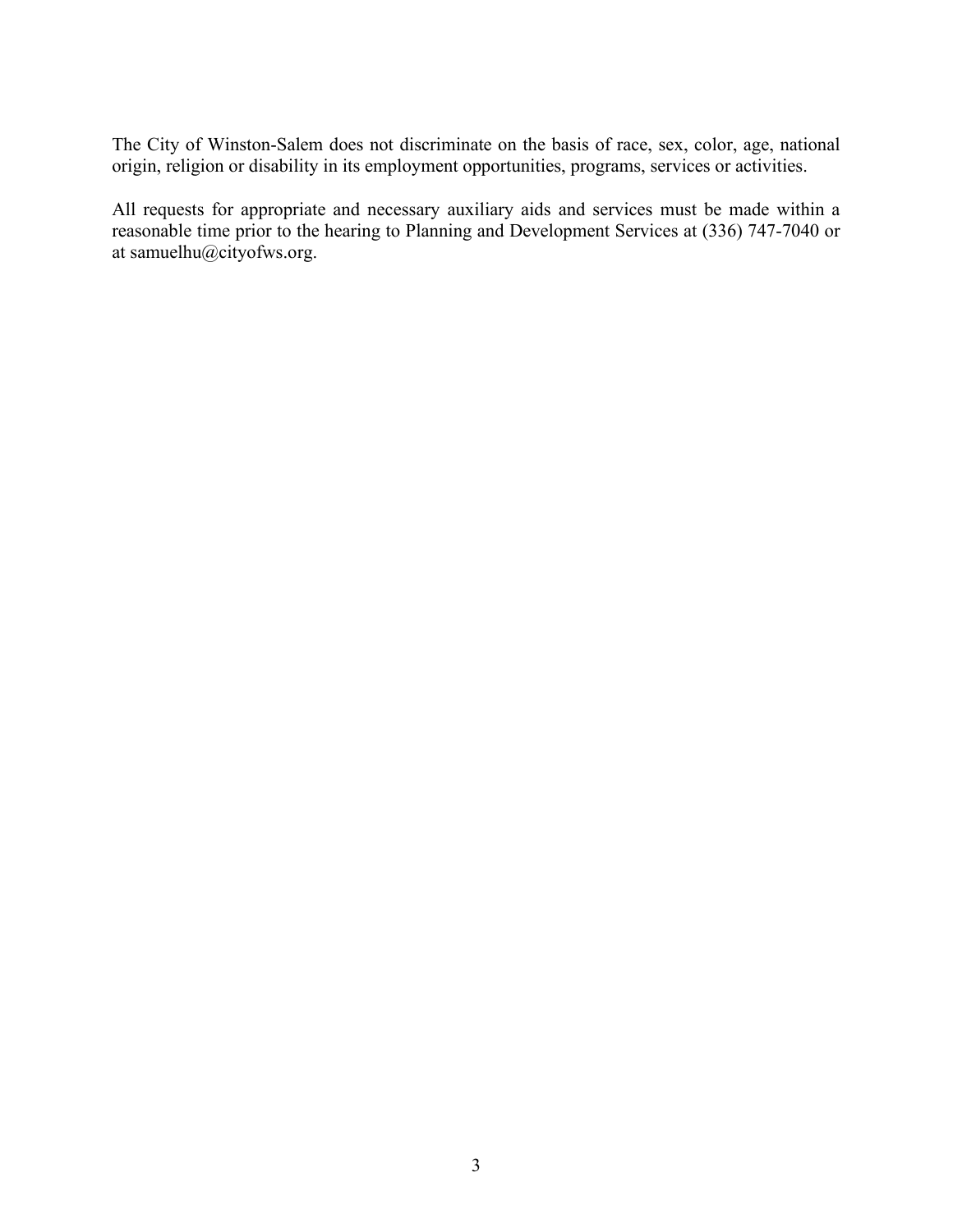The City of Winston-Salem does not discriminate on the basis of race, sex, color, age, national origin, religion or disability in its employment opportunities, programs, services or activities.

All requests for appropriate and necessary auxiliary aids and services must be made within a reasonable time prior to the hearing to Planning and Development Services at (336) 747-7040 or at samuelhu@cityofws.org.